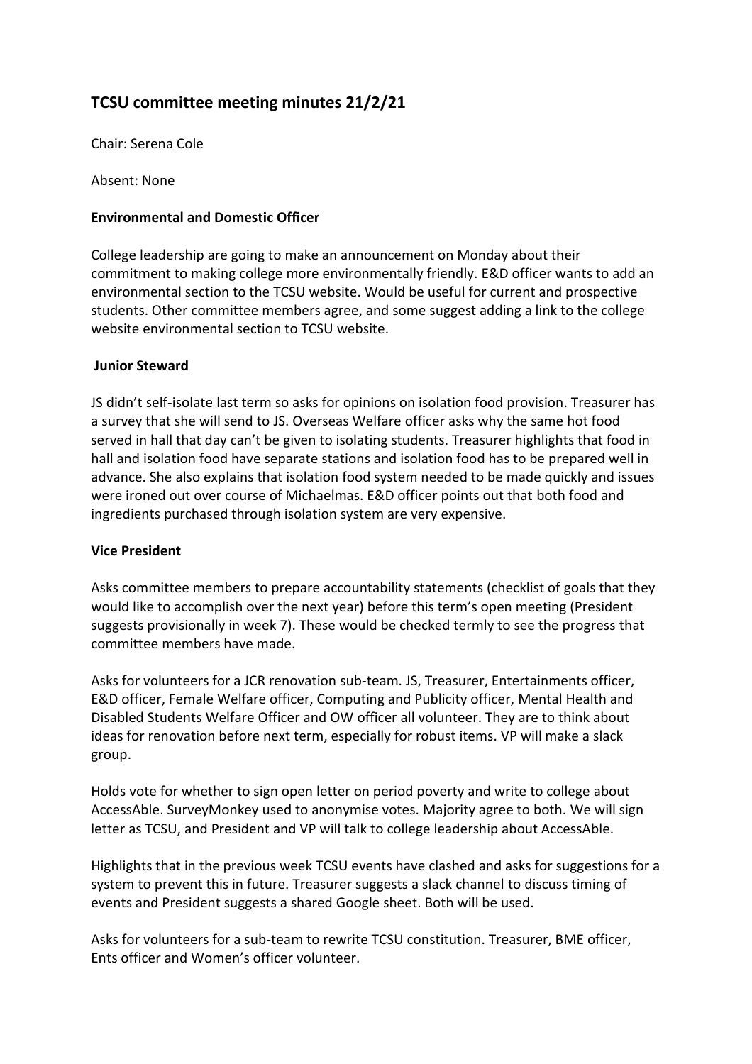# TCSU committee meeting minutes 21/2/21

Chair: Serena Cole

Absent: None

### Environmental and Domestic Officer

College leadership are going to make an announcement on Monday about their commitment to making college more environmentally friendly. E&D officer wants to add an environmental section to the TCSU website. Would be useful for current and prospective students. Other committee members agree, and some suggest adding a link to the college website environmental section to TCSU website.

### Junior Steward

JS didn't self-isolate last term so asks for opinions on isolation food provision. Treasurer has a survey that she will send to JS. Overseas Welfare officer asks why the same hot food served in hall that day can't be given to isolating students. Treasurer highlights that food in hall and isolation food have separate stations and isolation food has to be prepared well in advance. She also explains that isolation food system needed to be made quickly and issues were ironed out over course of Michaelmas. E&D officer points out that both food and ingredients purchased through isolation system are very expensive.

### Vice President

Asks committee members to prepare accountability statements (checklist of goals that they would like to accomplish over the next year) before this term's open meeting (President suggests provisionally in week 7). These would be checked termly to see the progress that committee members have made.

Asks for volunteers for a JCR renovation sub-team. JS, Treasurer, Entertainments officer, E&D officer, Female Welfare officer, Computing and Publicity officer, Mental Health and Disabled Students Welfare Officer and OW officer all volunteer. They are to think about ideas for renovation before next term, especially for robust items. VP will make a slack group.

Holds vote for whether to sign open letter on period poverty and write to college about AccessAble. SurveyMonkey used to anonymise votes. Majority agree to both. We will sign letter as TCSU, and President and VP will talk to college leadership about AccessAble.

Highlights that in the previous week TCSU events have clashed and asks for suggestions for a system to prevent this in future. Treasurer suggests a slack channel to discuss timing of events and President suggests a shared Google sheet. Both will be used.

Asks for volunteers for a sub-team to rewrite TCSU constitution. Treasurer, BME officer, Ents officer and Women's officer volunteer.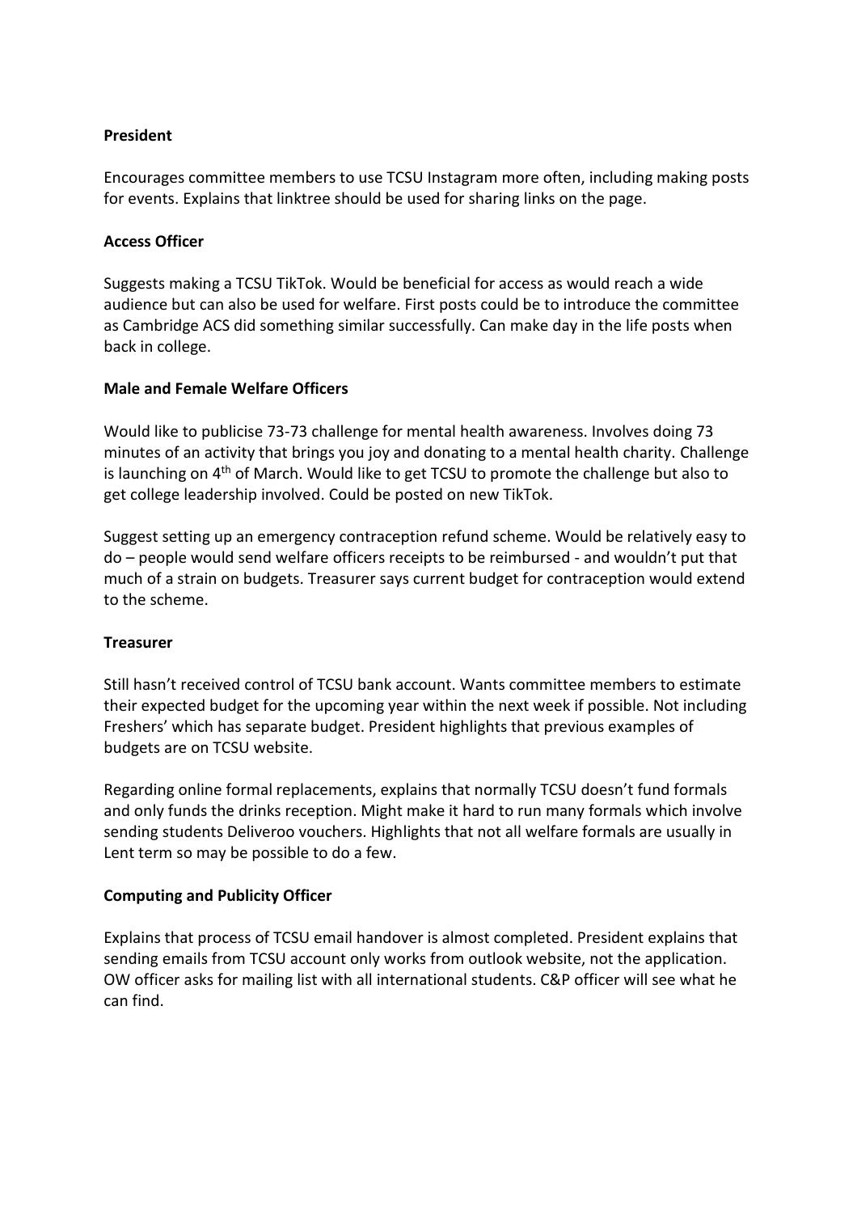**President**

Encourages committee members to use TCSU Instagram more often, including making posts for events. Explains that linktree should be used for sharing links on the page.

**Access Officer**

Suggests making a TCSU TikTok. Would be beneficial for access as would reach a wide audience but can also be used for welfare. First posts could be to introduce the committee as Cambridge ACS did something similar successfully. Can make day in the life posts when back in college.

**Male and Female Welfare Officers**

Would like to publicise 73-73 challenge for mental health awareness. Involves doing 73 minutes of an activity that brings you joy and donating to a mental health charity. Challenge is launching on 4th of March. Would like to get TCSU to promote the challenge but also to get college leadership involved. Could be posted on new TikTok.

Suggest setting up an emergency contraception refund scheme. Would be relatively easy to do – people would send welfare officers receipts to be reimbursed - and wouldn't put that much of a strain on budgets. Treasurer says current budget for contraception would extend to the scheme.

**Treasurer**

Still hasn't received control of TCSU bank account. Wants committee members to estimate their expected budget for the upcoming year within the next week if possible. Not including Freshers' which has separate budget. President highlights that previous examples of budgets are on TCSU website.

Regarding online formal replacements, explains that normally TCSU doesn't fund formals and only funds the drinks reception. Might make it hard to run many formals which involve sending students Deliveroo vouchers. Highlights that not all welfare formals are usually in Lent term so may be possible to do a few.

**Computing and Publicity Officer**

Explains that process of TCSU email handover is almost completed. President explains that sending emails from TCSU account only works from outlook website, not the application. OW officer asks for mailing list with all international students. C&P officer will see what he can find.